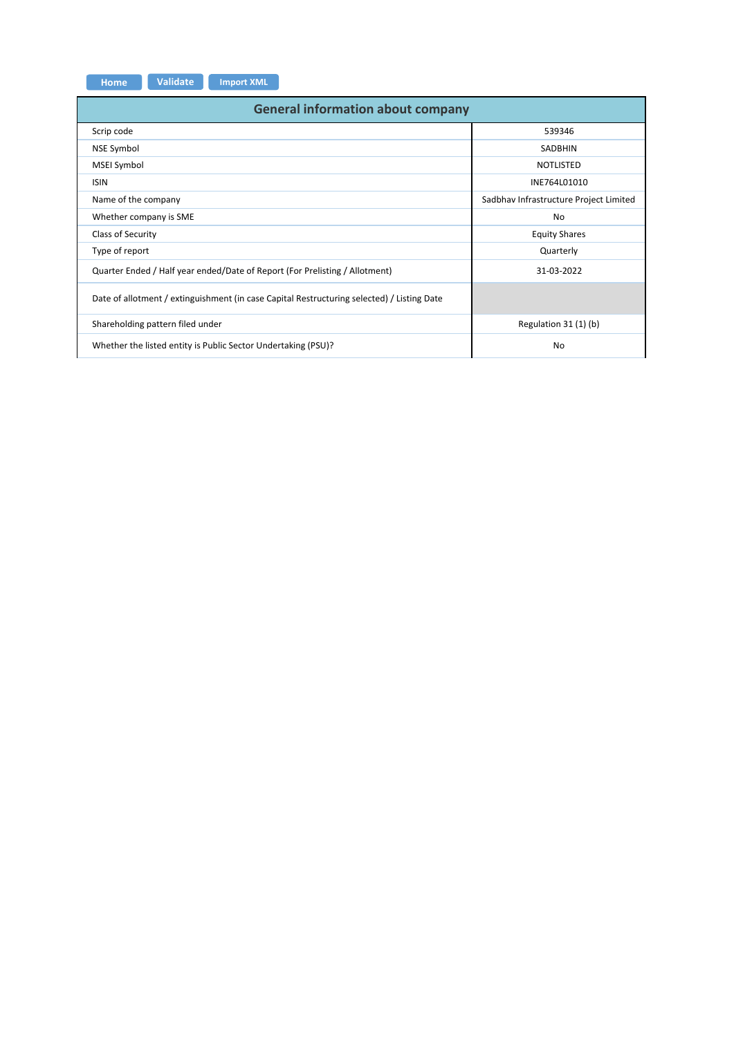Home | Validate | Import XML

| General information about company | |
|---|---|
| Scrip code | 539346 |
| NSE Symbol | SADBHIN |
| MSEI Symbol | NOTLISTED |
| ISIN | INE764L01010 |
| Name of the company | Sadbhav Infrastructure Project Limited |
| Whether company is SME | No |
| Class of Security | Equity Shares |
| Type of report | Quarterly |
| Quarter Ended / Half year ended/Date of Report (For Prelisting / Allotment) | 31-03-2022 |
| Date of allotment / extinguishment (in case Capital Restructuring selected) / Listing Date | |
| Shareholding pattern filed under | Regulation 31 (1) (b) |
| Whether the listed entity is Public Sector Undertaking (PSU)? | No |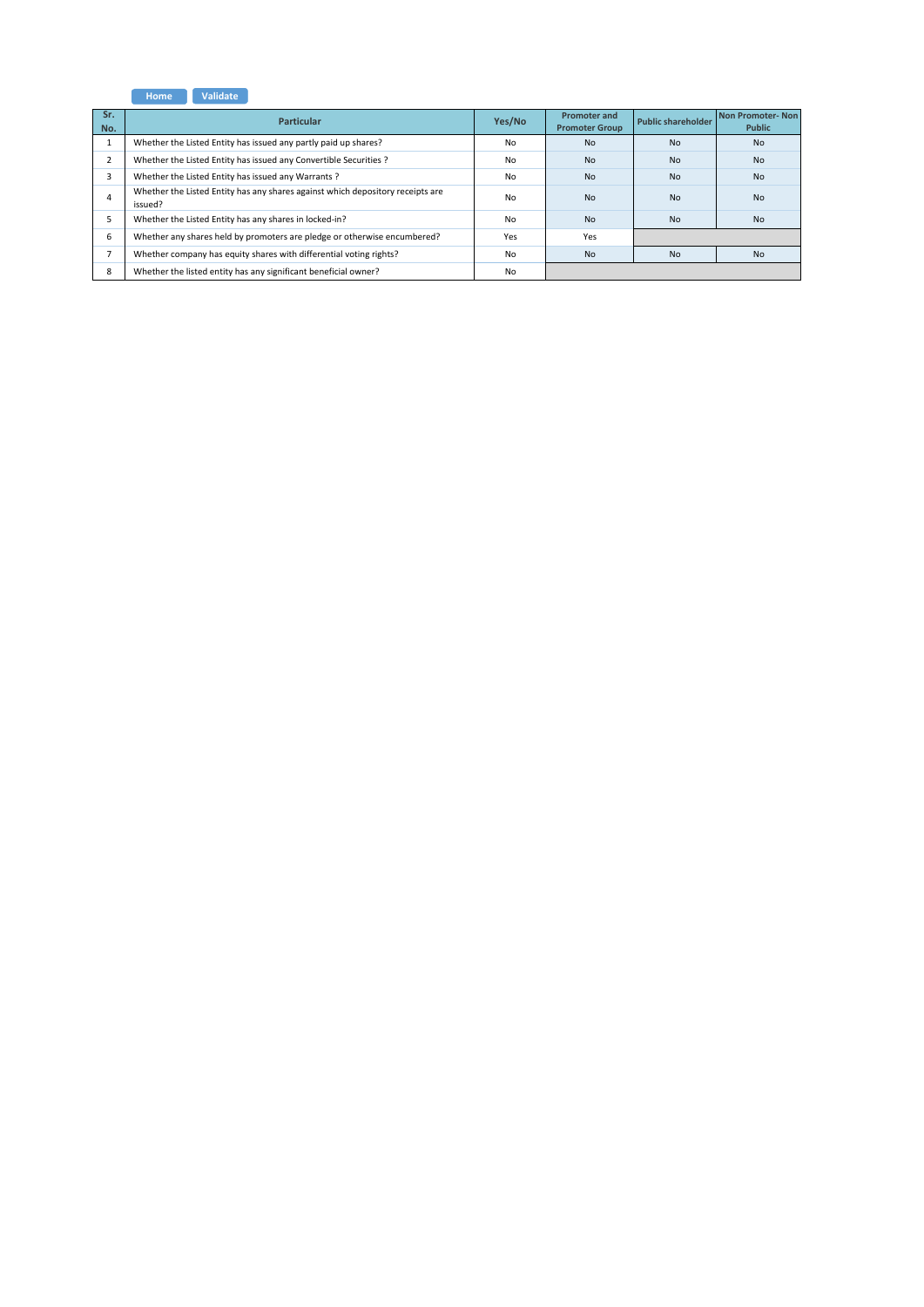Home Validate

| Sr. No. | Particular | Yes/No | Promoter and Promoter Group | Public shareholder | Non Promoter- Non Public |
|---|---|---|---|---|---|
| 1 | Whether the Listed Entity has issued any partly paid up shares? | No | No | No | No |
| 2 | Whether the Listed Entity has issued any Convertible Securities ? | No | No | No | No |
| 3 | Whether the Listed Entity has issued any Warrants ? | No | No | No | No |
| 4 | Whether the Listed Entity has any shares against which depository receipts are issued? | No | No | No | No |
| 5 | Whether the Listed Entity has any shares in locked-in? | No | No | No | No |
| 6 | Whether any shares held by promoters are pledge or otherwise encumbered? | Yes | Yes | | |
| 7 | Whether company has equity shares with differential voting rights? | No | No | No | No |
| 8 | Whether the listed entity has any significant beneficial owner? | No | | | |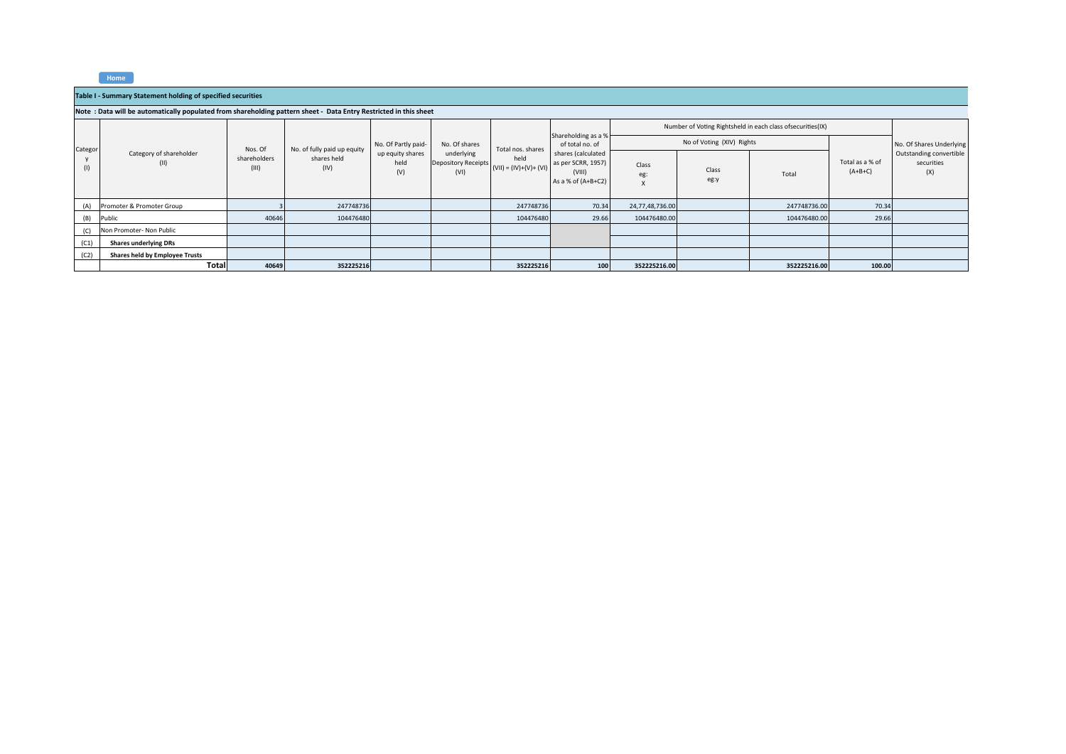Home

## Table I - Summary Statement holding of specified securities

**Note : Data will be automatically populated from shareholding pattern sheet - Data Entry Restricted in this sheet**

| Category (I) | Category of shareholder (II) | Nos. Of shareholders (III) | No. of fully paid up equity shares held (IV) | No. Of Partly paid-up equity shares held (V) | No. Of shares underlying Depository Receipts (VI) | Total nos. shares held (VII) = (IV)+(V)+ (VI) | Shareholding as a % of total no. of shares (calculated as per SCRR, 1957) (VIII) As a % of (A+B+C2) | Number of Voting Rightsheld in each class ofsecurities(IX) | | | | No. Of Shares Underlying Outstanding convertible securities (X) |
|---|---|---|---|---|---|---|---|---|---|---|---|---|
| | | | | | | | | No of Voting (XIV) Rights | | | Total as a % of (A+B+C) | |
| | | | | | | | | Class eg: X | Class eg:y | Total | | |
| (A) | Promoter & Promoter Group | 3 | 247748736 | | | 247748736 | 70.34 | 24,77,48,736.00 | | 247748736.00 | 70.34 | |
| (B) | Public | 40646 | 104476480 | | | 104476480 | 29.66 | 104476480.00 | | 104476480.00 | 29.66 | |
| (C) | Non Promoter- Non Public | | | | | | | | | | | |
| (C1) | **Shares underlying DRs** | | | | | | | | | | | |
| (C2) | **Shares held by Employee Trusts** | | | | | | | | | | | |
| | **Total** | **40649** | **352225216** | | | **352225216** | **100** | **352225216.00** | | **352225216.00** | **100.00** | |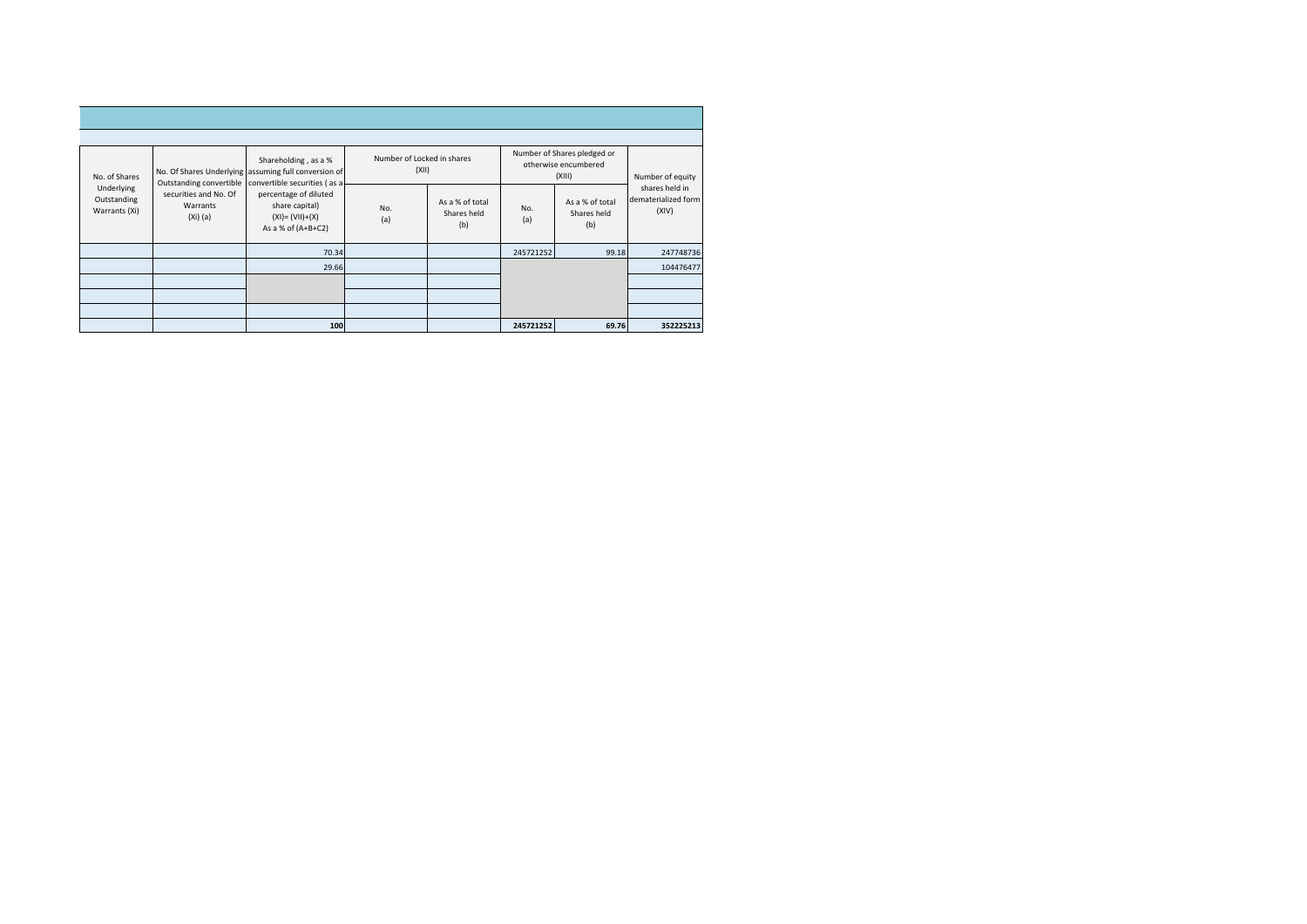| No. of Shares Underlying Outstanding Warrants (Xi) | No. Of Shares Underlying Outstanding convertible securities and No. Of Warrants (Xi) (a) | Shareholding , as a % assuming full conversion of convertible securities ( as a percentage of diluted share capital) (XI)= (VII)+(X) As a % of (A+B+C2) | Number of Locked in shares (XII) | | Number of Shares pledged or otherwise encumbered (XIII) | | Number of equity shares held in dematerialized form (XIV) |
|---|---|---|---|---|---|---|---|
| | | | No. (a) | As a % of total Shares held (b) | No. (a) | As a % of total Shares held (b) | |
| | | 70.34 | | | 245721252 | 99.18 | 247748736 |
| | | 29.66 | | | | | 104476477 |
| | | | | | | | |
| | | | | | | | |
| | | | | | | | |
| | | **100** | | | **245721252** | **69.76** | **352225213** |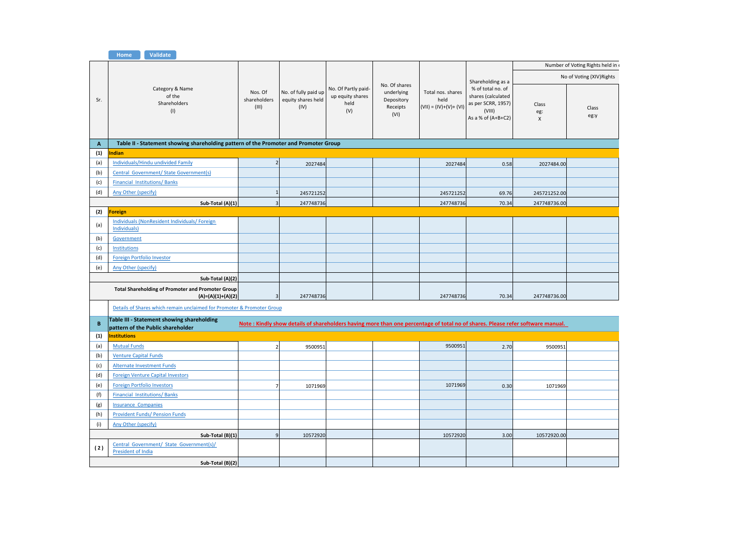Home Validate

| Sr. | Category & Name of the Shareholders (I) | Nos. Of shareholders (III) | No. of fully paid up equity shares held (IV) | No. Of Partly paid-up equity shares held (V) | No. Of shares underlying Depository Receipts (VI) | Total nos. shares held (VII) = (IV)+(V)+ (VI) | Shareholding as a % of total no. of shares (calculated as per SCRR, 1957) (VIII) As a % of (A+B+C2) | Number of Voting Rights held in e | |
|---|---|---|---|---|---|---|---|---|---|
| | | | | | | | | No of Voting (XIV)Rights | |
| | | | | | | | | Class eg: X | Class eg:y |
| **A** | **Table II - Statement showing shareholding pattern of the Promoter and Promoter Group** | | | | | | | | |
| **(1)** | **Indian** | | | | | | | | |
| (a) | Individuals/Hindu undivided Family | 2 | 2027484 | | | 2027484 | 0.58 | 2027484.00 | |
| (b) | Central Government/ State Government(s) | | | | | | | | |
| (c) | Financial Institutions/ Banks | | | | | | | | |
| (d) | Any Other (specify) | 1 | 245721252 | | | 245721252 | 69.76 | 245721252.00 | |
| | **Sub-Total (A)(1)** | 3 | 247748736 | | | 247748736 | 70.34 | 247748736.00 | |
| **(2)** | **Foreign** | | | | | | | | |
| (a) | Individuals (NonResident Individuals/ Foreign Individuals) | | | | | | | | |
| (b) | Government | | | | | | | | |
| (c) | Institutions | | | | | | | | |
| (d) | Foreign Portfolio Investor | | | | | | | | |
| (e) | Any Other (specify) | | | | | | | | |
| | **Sub-Total (A)(2)** | | | | | | | | |
| | **Total Shareholding of Promoter and Promoter Group (A)=(A)(1)+(A)(2)** | 3 | 247748736 | | | 247748736 | 70.34 | 247748736.00 | |
| | Details of Shares which remain unclaimed for Promoter & Promoter Group | | | | | | | | |
| **B** | **Table III - Statement showing shareholding pattern of the Public shareholder** | **Note : Kindly show details of shareholders having more than one percentage of total no of shares. Please refer software manual.** | | | | | | | |
| **(1)** | **Institutions** | | | | | | | | |
| (a) | Mutual Funds | 2 | 9500951 | | | 9500951 | 2.70 | 9500951 | |
| (b) | Venture Capital Funds | | | | | | | | |
| (c) | Alternate Investment Funds | | | | | | | | |
| (d) | Foreign Venture Capital Investors | | | | | | | | |
| (e) | Foreign Portfolio Investors | 7 | 1071969 | | | 1071969 | 0.30 | 1071969 | |
| (f) | Financial Institutions/ Banks | | | | | | | | |
| (g) | Insurance Companies | | | | | | | | |
| (h) | Provident Funds/ Pension Funds | | | | | | | | |
| (i) | Any Other (specify) | | | | | | | | |
| | **Sub-Total (B)(1)** | 9 | 10572920 | | | 10572920 | 3.00 | 10572920.00 | |
| **(2)** | Central Government/ State Government(s)/ President of India | | | | | | | | |
| | **Sub-Total (B)(2)** | | | | | | | | |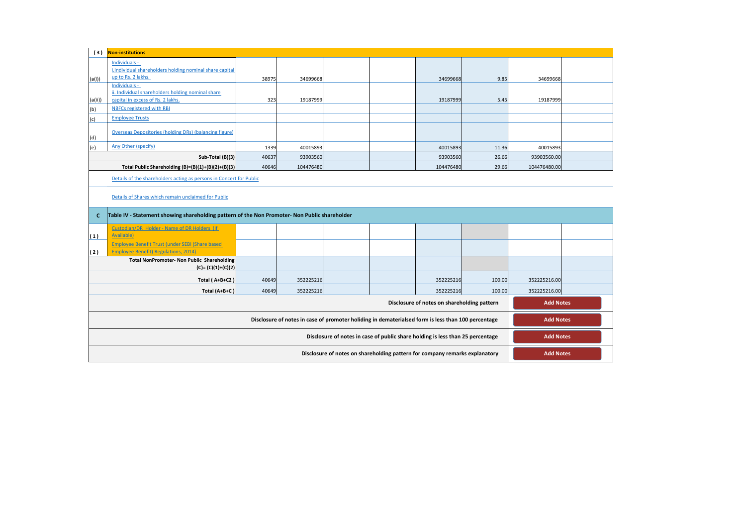| | | | | | | | | | |
|---|---|---|---|---|---|---|---|---|---|
| **(3)** | **Non-institutions** | | | | | | | | |
| (a(i)) | Individuals - i.Individual shareholders holding nominal share capital up to Rs. 2 lakhs. | 38975 | 34699668 | | | 34699668 | 9.85 | 34699668 | |
| (a(ii)) | Individuals - ii. Individual shareholders holding nominal share capital in excess of Rs. 2 lakhs. | 323 | 19187999 | | | 19187999 | 5.45 | 19187999 | |
| (b) | NBFCs registered with RBI | | | | | | | | |
| (c) | Employee Trusts | | | | | | | | |
| (d) | Overseas Depositories (holding DRs) (balancing figure) | | | | | | | | |
| (e) | Any Other (specify) | 1339 | 40015893 | | | 40015893 | 11.36 | 40015893 | |
| | **Sub-Total (B)(3)** | 40637 | 93903560 | | | 93903560 | 26.66 | 93903560.00 | |
| | **Total Public Shareholding (B)=(B)(1)+(B)(2)+(B)(3)** | 40646 | 104476480 | | | 104476480 | 29.66 | 104476480.00 | |

Details of the shareholders acting as persons in Concert for Public

Details of Shares which remain unclaimed for Public

| | | | | | | | | | |
|---|---|---|---|---|---|---|---|---|---|
| **C** | **Table IV - Statement showing shareholding pattern of the Non Promoter- Non Public shareholder** | | | | | | | | |
| (1) | Custodian/DR Holder - Name of DR Holders (If Available) | | | | | | | | |
| (2) | Employee Benefit Trust (under SEBI (Share based Employee Benefit) Regulations, 2014) | | | | | | | | |
| | **Total NonPromoter- Non Public Shareholding (C)= (C)(1)+(C)(2)** | | | | | | | | |
| | **Total ( A+B+C2 )** | 40649 | 352225216 | | | 352225216 | 100.00 | 352225216.00 | |
| | **Total (A+B+C )** | 40649 | 352225216 | | | 352225216 | 100.00 | 352225216.00 | |

| | |
|---|---|
| **Disclosure of notes on shareholding pattern** | **Add Notes** |
| **Disclosure of notes in case of promoter holiding in dematerialsed form is less than 100 percentage** | **Add Notes** |
| **Disclosure of notes in case of public share holding is less than 25 percentage** | **Add Notes** |
| **Disclosure of notes on shareholding pattern for company remarks explanatory** | **Add Notes** |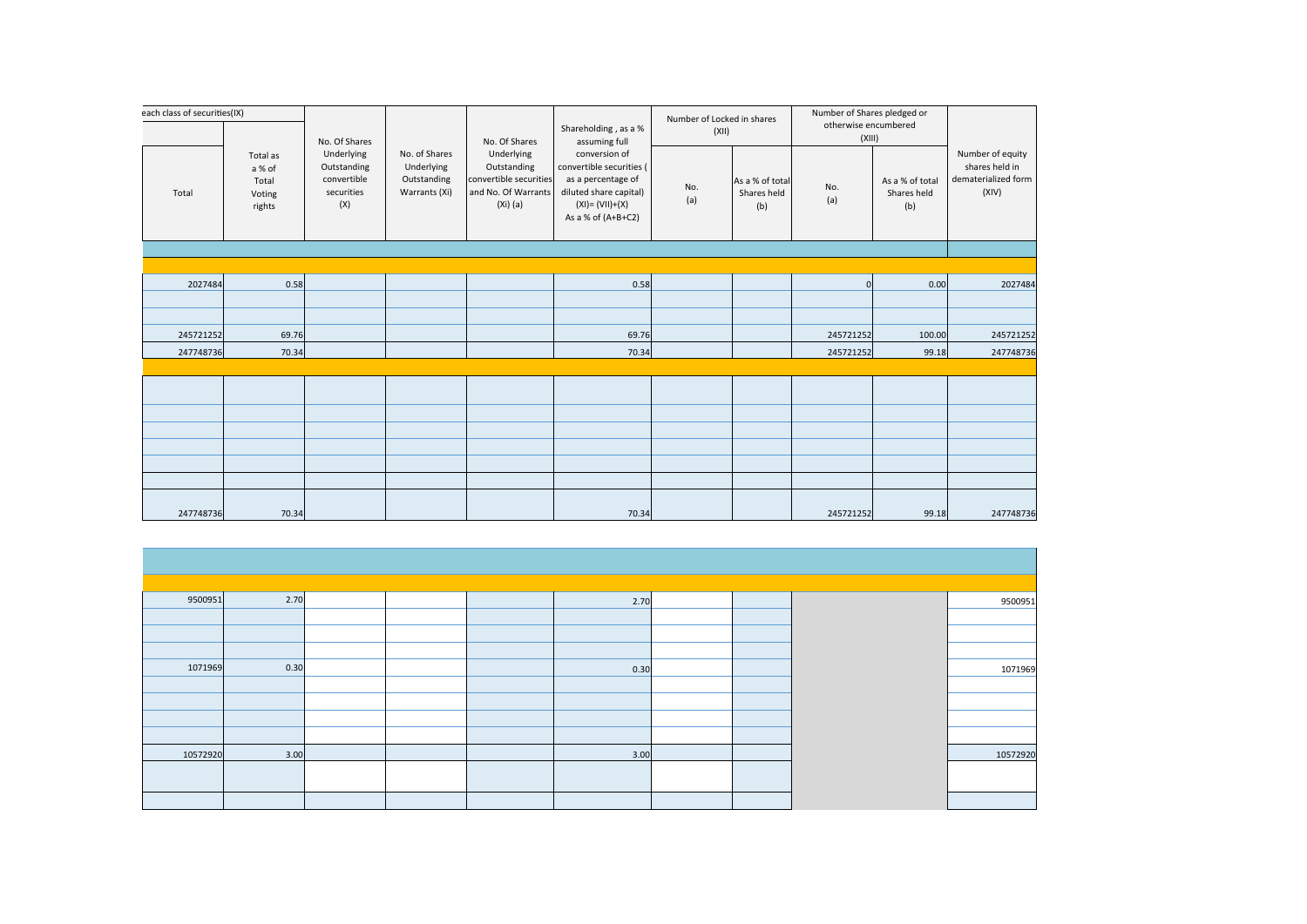| each class of securities(IX) | | No. Of Shares Underlying Outstanding convertible securities (X) | No. of Shares Underlying Outstanding Warrants (Xi) | No. Of Shares Underlying Outstanding convertible securities and No. Of Warrants (Xi) (a) | Shareholding , as a % assuming full conversion of convertible securities ( as a percentage of diluted share capital) (XI)= (VII)+(X) As a % of (A+B+C2) | Number of Locked in shares (XII) | | Number of Shares pledged or otherwise encumbered (XIII) | | Number of equity shares held in dematerialized form (XIV) |
|---|---|---|---|---|---|---|---|---|---|---|
| Total | Total as a % of Total Voting rights | | | | | No. (a) | As a % of total Shares held (b) | No. (a) | As a % of total Shares held (b) | |
| | | | | | | | | | | |
| | | | | | | | | | | |
| 2027484 | 0.58 | | | | 0.58 | | | 0 | 0.00 | 2027484 |
| | | | | | | | | | | |
| | | | | | | | | | | |
| 245721252 | 69.76 | | | | 69.76 | | | 245721252 | 100.00 | 245721252 |
| 247748736 | 70.34 | | | | 70.34 | | | 245721252 | 99.18 | 247748736 |
| | | | | | | | | | | |
| | | | | | | | | | | |
| | | | | | | | | | | |
| | | | | | | | | | | |
| | | | | | | | | | | |
| | | | | | | | | | | |
| | | | | | | | | | | |
| 247748736 | 70.34 | | | | 70.34 | | | 245721252 | 99.18 | 247748736 |

| | | | | | | | | | | |
|---|---|---|---|---|---|---|---|---|---|---|
| | | | | | | | | | | |
| 9500951 | 2.70 | | | | 2.70 | | | | | 9500951 |
| | | | | | | | | | | |
| | | | | | | | | | | |
| | | | | | | | | | | |
| 1071969 | 0.30 | | | | 0.30 | | | | | 1071969 |
| | | | | | | | | | | |
| | | | | | | | | | | |
| | | | | | | | | | | |
| | | | | | | | | | | |
| 10572920 | 3.00 | | | | 3.00 | | | | | 10572920 |
| | | | | | | | | | | |
| | | | | | | | | | | |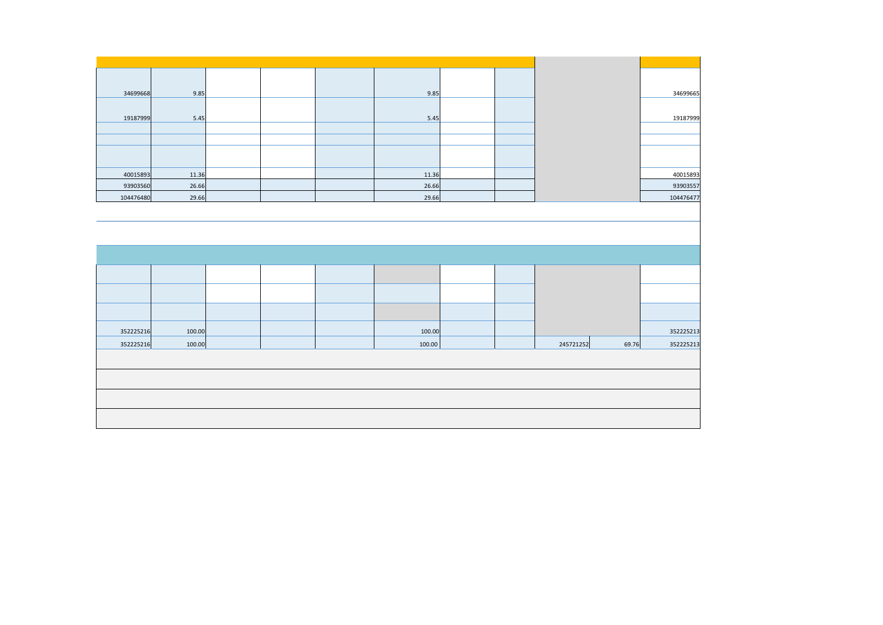| | | | | | | | | | | |
|---|---|---|---|---|---|---|---|---|---|---|
| 34699668 | 9.85 | | | | 9.85 | | | | | 34699665 |
| 19187999 | 5.45 | | | | 5.45 | | | | | 19187999 |
| 40015893 | 11.36 | | | | 11.36 | | | | | 40015893 |
| 93903560 | 26.66 | | | | 26.66 | | | | | 93903557 |
| 104476480 | 29.66 | | | | 29.66 | | | | | 104476477 |

| | | | | | | | | | | |
|---|---|---|---|---|---|---|---|---|---|---|
| 352225216 | 100.00 | | | | 100.00 | | | | | 352225213 |
| 352225216 | 100.00 | | | | 100.00 | | | 245721252 | 69.76 | 352225213 |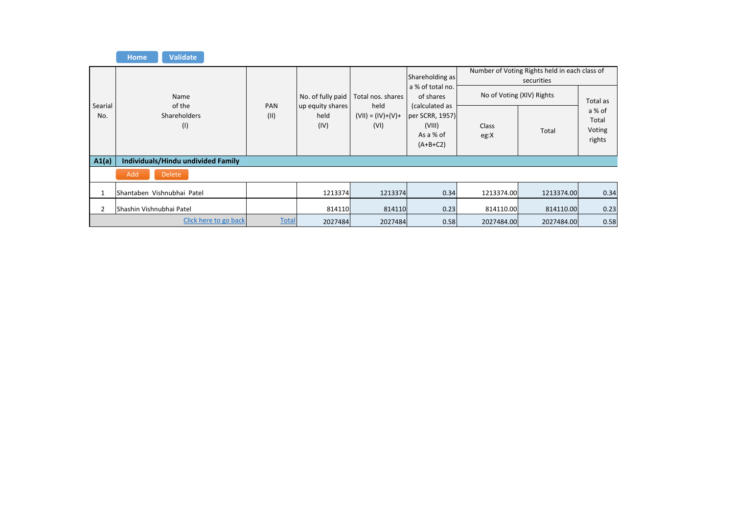| Searial No. | Name of the Shareholders (I) | PAN (II) | No. of fully paid up equity shares held (IV) | Total nos. shares held (VII) = (IV)+(V)+ (VI) | Shareholding as a % of total no. of shares (calculated as per SCRR, 1957) (VIII) As a % of (A+B+C2) | Number of Voting Rights held in each class of securities | | |
|---|---|---|---|---|---|---|---|---|
| | | | | | | No of Voting (XIV) Rights | | Total as a % of Total Voting rights |
| | | | | | | Class eg:X | Total | |
| **A1(a)** | **Individuals/Hindu undivided Family** | | | | | | | |
| 1 | Shantaben Vishnubhai Patel | | 1213374 | 1213374 | 0.34 | 1213374.00 | 1213374.00 | 0.34 |
| 2 | Shashin Vishnubhai Patel | | 814110 | 814110 | 0.23 | 814110.00 | 814110.00 | 0.23 |
| | Click here to go back | Total | 2027484 | 2027484 | 0.58 | 2027484.00 | 2027484.00 | 0.58 |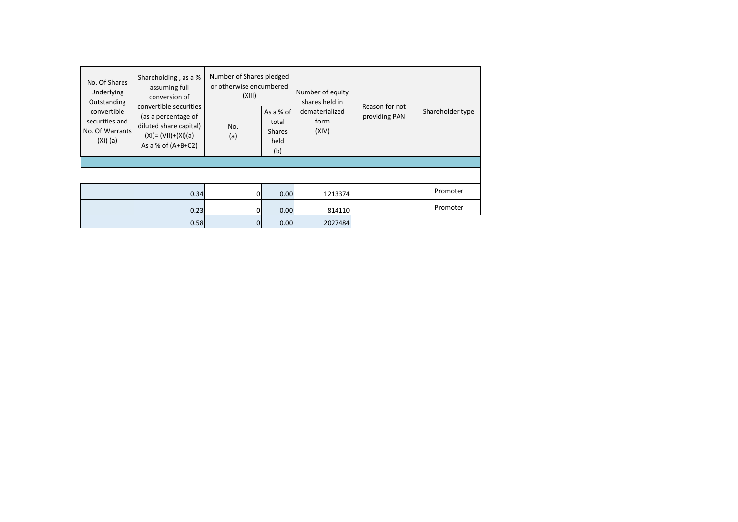| No. Of Shares Underlying Outstanding convertible securities and No. Of Warrants (Xi) (a) | Shareholding , as a % assuming full conversion of convertible securities (as a percentage of diluted share capital) (XI)= (VII)+(Xi)(a) As a % of (A+B+C2) | Number of Shares pledged or otherwise encumbered (XIII) | | Number of equity shares held in dematerialized form (XIV) | Reason for not providing PAN | Shareholder type |
|---|---|---|---|---|---|---|
| | | No. (a) | As a % of total Shares held (b) | | | |
| | | | | | | |
| | | | | | | |
| | 0.34 | 0 | 0.00 | 1213374 | | Promoter |
| | 0.23 | 0 | 0.00 | 814110 | | Promoter |
| | 0.58 | 0 | 0.00 | 2027484 | | |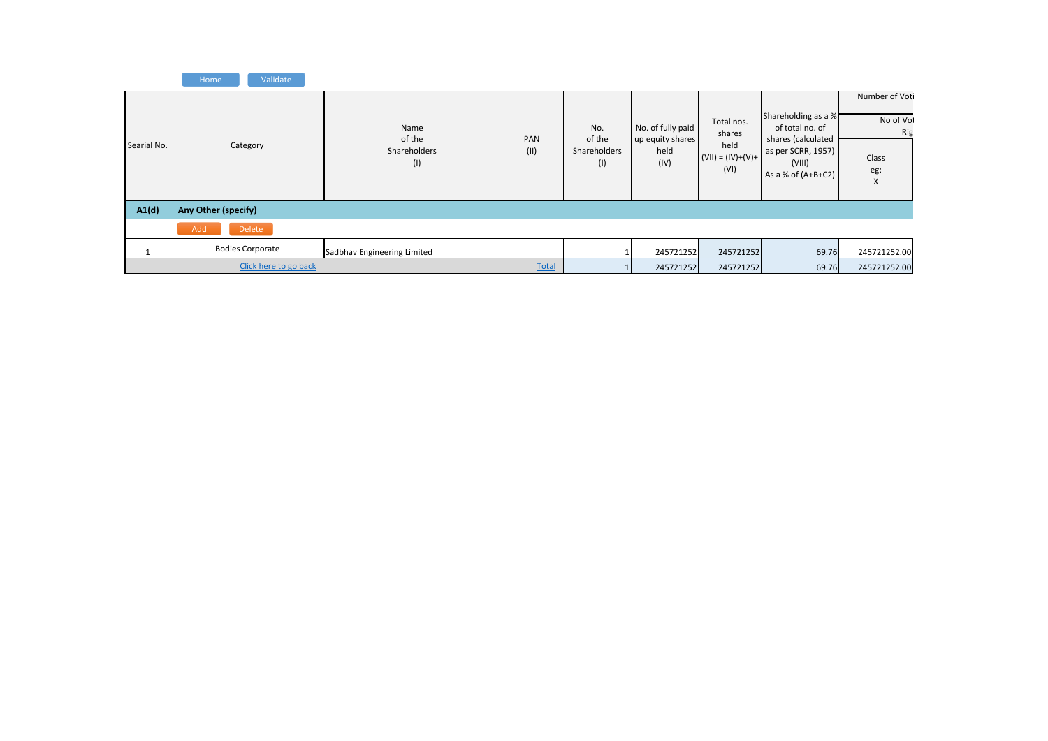Home | Validate

| Searial No. | Category | Name of the Shareholders (I) | PAN (II) | No. of the Shareholders (I) | No. of fully paid up equity shares held (IV) | Total nos. shares held (VII) = (IV)+(V)+ (VI) | Shareholding as a % of total no. of shares (calculated as per SCRR, 1957) (VIII) As a % of (A+B+C2) | Number of Voti |
|---|---|---|---|---|---|---|---|---|
| | | | | | | | | No of Vot Rig |
| | | | | | | | | Class eg: X |
| **A1(d)** | **Any Other (specify)** | | | | | | | |
| | Add Delete | | | | | | | |
| 1 | Bodies Corporate | Sadbhav Engineering Limited | | 1 | 245721252 | 245721252 | 69.76 | 245721252.00 |
| | Click here to go back | | Total | 1 | 245721252 | 245721252 | 69.76 | 245721252.00 |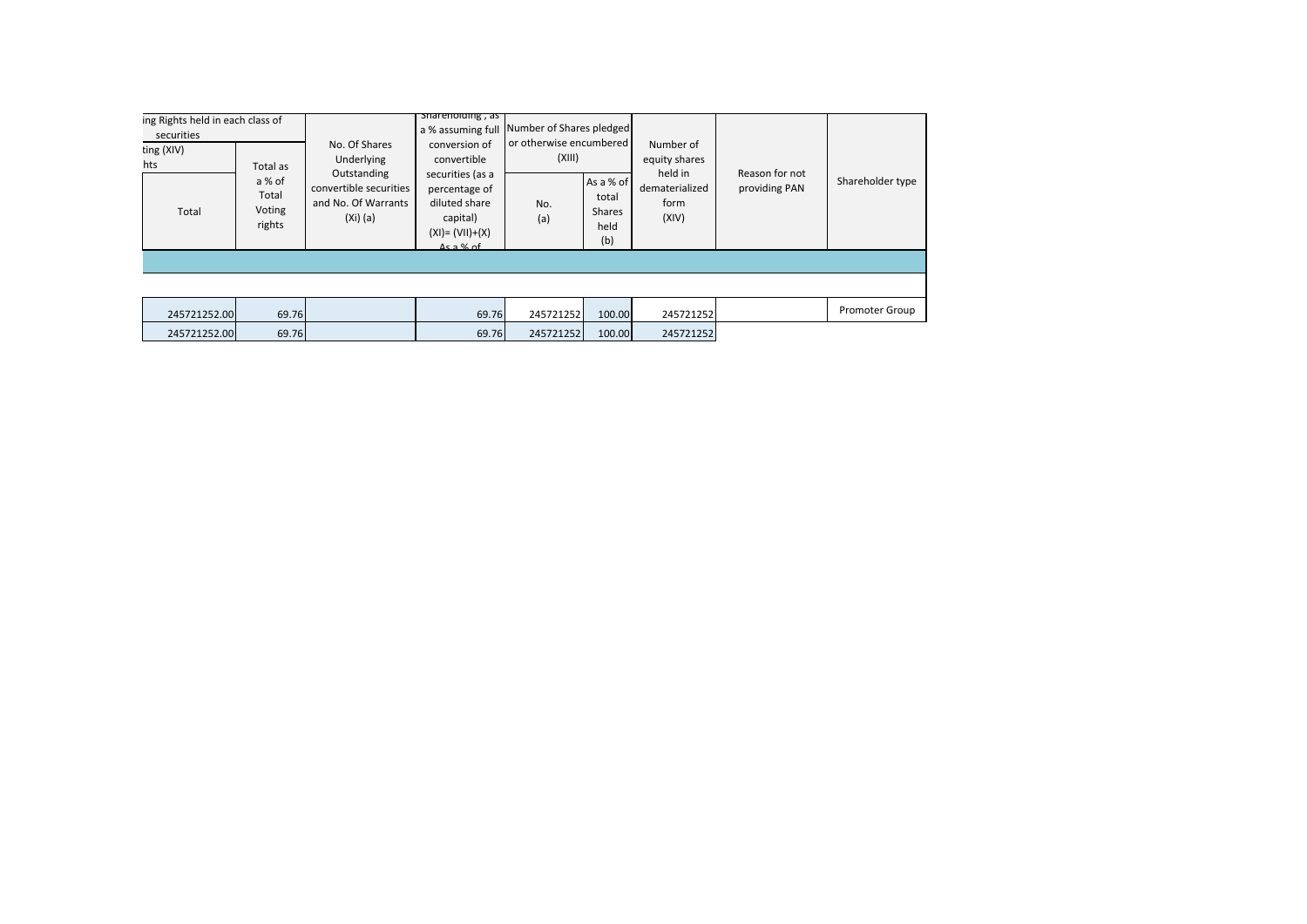| ing Rights held in each class of securities ting (XIV) hts | | No. Of Shares Underlying Outstanding convertible securities and No. Of Warrants (Xi) (a) | Shareholding , as a % assuming full conversion of convertible securities (as a percentage of diluted share capital) (XI)= (VII)+(X) As a % of | Number of Shares pledged or otherwise encumbered (XIII) | | Number of equity shares held in dematerialized form (XIV) | Reason for not providing PAN | Shareholder type |
|---|---|---|---|---|---|---|---|---|
| Total | Total as a % of Total Voting rights | | | No. (a) | As a % of total Shares held (b) | | | |
| | | | | | | | | |
| | | | | | | | | |
| 245721252.00 | 69.76 | | 69.76 | 245721252 | 100.00 | 245721252 | | Promoter Group |
| 245721252.00 | 69.76 | | 69.76 | 245721252 | 100.00 | 245721252 | | |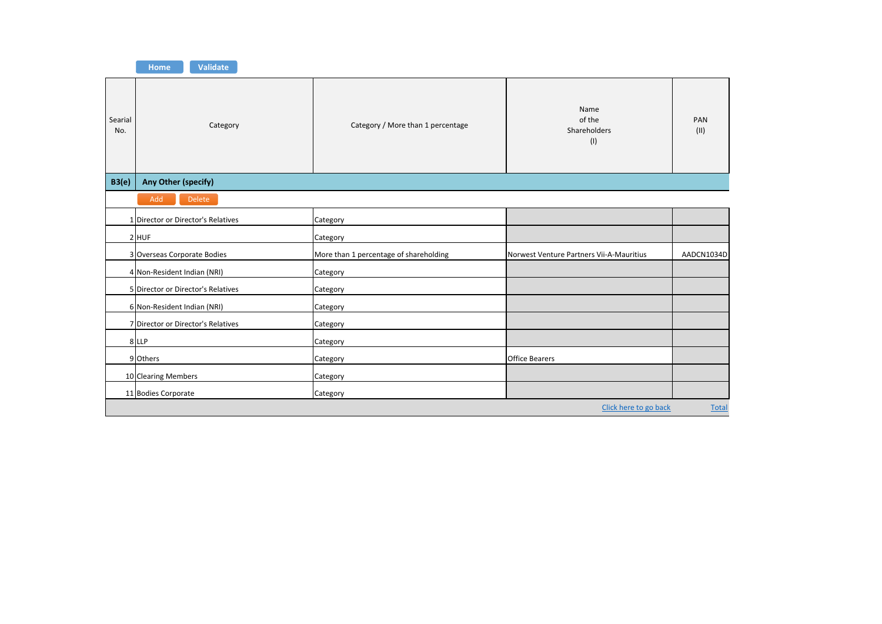Home | Validate

| Searial No. | Category | Category / More than 1 percentage | Name of the Shareholders (I) | PAN (II) |
|---|---|---|---|---|
| **B3(e)** | **Any Other (specify)** | | | |
| | Add Delete | | | |
| 1 | Director or Director's Relatives | Category | | |
| 2 | HUF | Category | | |
| 3 | Overseas Corporate Bodies | More than 1 percentage of shareholding | Norwest Venture Partners Vii-A-Mauritius | AADCN1034D |
| 4 | Non-Resident Indian (NRI) | Category | | |
| 5 | Director or Director's Relatives | Category | | |
| 6 | Non-Resident Indian (NRI) | Category | | |
| 7 | Director or Director's Relatives | Category | | |
| 8 | LLP | Category | | |
| 9 | Others | Category | Office Bearers | |
| 10 | Clearing Members | Category | | |
| 11 | Bodies Corporate | Category | | |
| | | | Click here to go back | Total |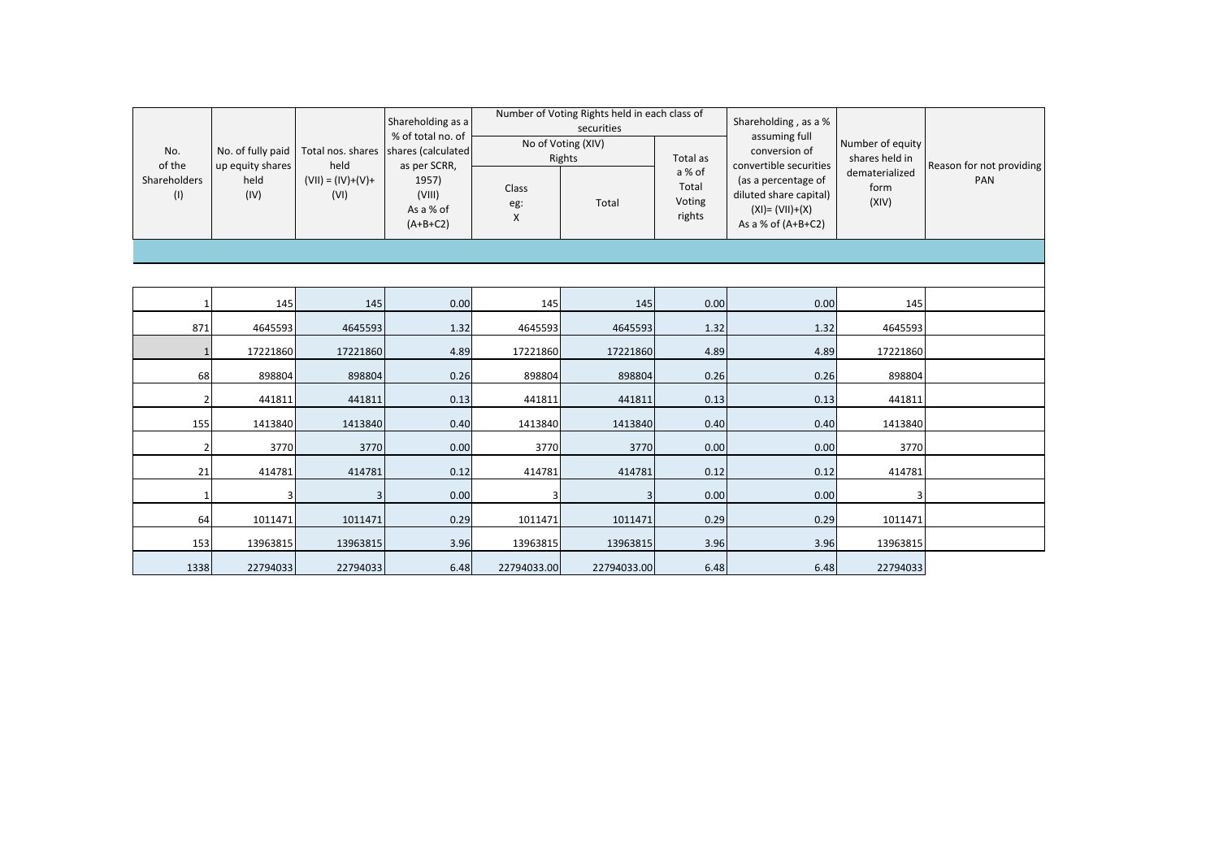| No. of the Shareholders (I) | No. of fully paid up equity shares held (IV) | Total nos. shares held (VII) = (IV)+(V)+ (VI) | Shareholding as a % of total no. of shares (calculated as per SCRR, 1957) (VIII) As a % of (A+B+C2) | Number of Voting Rights held in each class of securities | | | Shareholding , as a % assuming full conversion of convertible securities (as a percentage of diluted share capital) (XI)= (VII)+(X) As a % of (A+B+C2) | Number of equity shares held in dematerialized form (XIV) | Reason for not providing PAN |
|---|---|---|---|---|---|---|---|---|---|
| | | | | No of Voting (XIV) Rights | | Total as a % of Total Voting rights | | | |
| | | | | Class eg: X | Total | | | | |
| | | | | | | | | | |
| 1 | 145 | 145 | 0.00 | 145 | 145 | 0.00 | 0.00 | 145 | |
| 871 | 4645593 | 4645593 | 1.32 | 4645593 | 4645593 | 1.32 | 1.32 | 4645593 | |
| 1 | 17221860 | 17221860 | 4.89 | 17221860 | 17221860 | 4.89 | 4.89 | 17221860 | |
| 68 | 898804 | 898804 | 0.26 | 898804 | 898804 | 0.26 | 0.26 | 898804 | |
| 2 | 441811 | 441811 | 0.13 | 441811 | 441811 | 0.13 | 0.13 | 441811 | |
| 155 | 1413840 | 1413840 | 0.40 | 1413840 | 1413840 | 0.40 | 0.40 | 1413840 | |
| 2 | 3770 | 3770 | 0.00 | 3770 | 3770 | 0.00 | 0.00 | 3770 | |
| 21 | 414781 | 414781 | 0.12 | 414781 | 414781 | 0.12 | 0.12 | 414781 | |
| 1 | 3 | 3 | 0.00 | 3 | 3 | 0.00 | 0.00 | 3 | |
| 64 | 1011471 | 1011471 | 0.29 | 1011471 | 1011471 | 0.29 | 0.29 | 1011471 | |
| 153 | 13963815 | 13963815 | 3.96 | 13963815 | 13963815 | 3.96 | 3.96 | 13963815 | |
| 1338 | 22794033 | 22794033 | 6.48 | 22794033.00 | 22794033.00 | 6.48 | 6.48 | 22794033 | |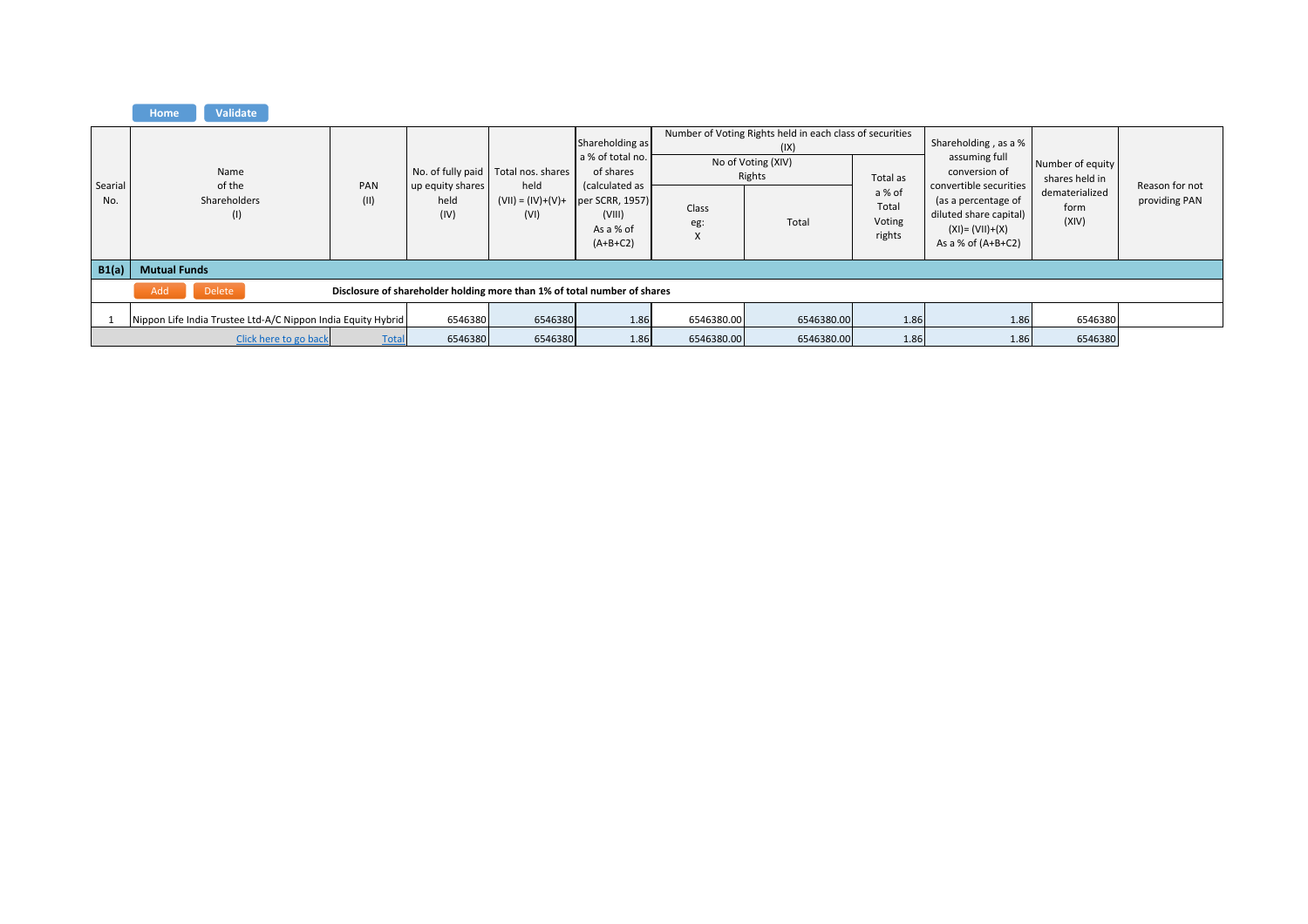| Searial No. | Name of the Shareholders (I) | PAN (II) | No. of fully paid up equity shares held (IV) | Total nos. shares held (VII) = (IV)+(V)+ (VI) | Shareholding as a % of total no. of shares (calculated as per SCRR, 1957) (VIII) As a % of (A+B+C2) | Number of Voting Rights held in each class of securities (IX) | | | Shareholding , as a % assuming full conversion of convertible securities (as a percentage of diluted share capital) (XI)= (VII)+(X) As a % of (A+B+C2) | Number of equity shares held in dematerialized form (XIV) | Reason for not providing PAN |
|---|---|---|---|---|---|---|---|---|---|---|---|
| | | | | | | No of Voting (XIV) Rights | | Total as a % of Total Voting rights | | | |
| | | | | | | Class eg: X | Total | | | | |
| **B1(a)** | **Mutual Funds** | | | | | | | | | | |
| | Add Delete | **Disclosure of shareholder holding more than 1% of total number of shares** | | | | | | | | | |
| 1 | Nippon Life India Trustee Ltd-A/C Nippon India Equity Hybrid | | 6546380 | 6546380 | 1.86 | 6546380.00 | 6546380.00 | 1.86 | 1.86 | 6546380 | |
| | Click here to go back | Total | 6546380 | 6546380 | 1.86 | 6546380.00 | 6546380.00 | 1.86 | 1.86 | 6546380 | |